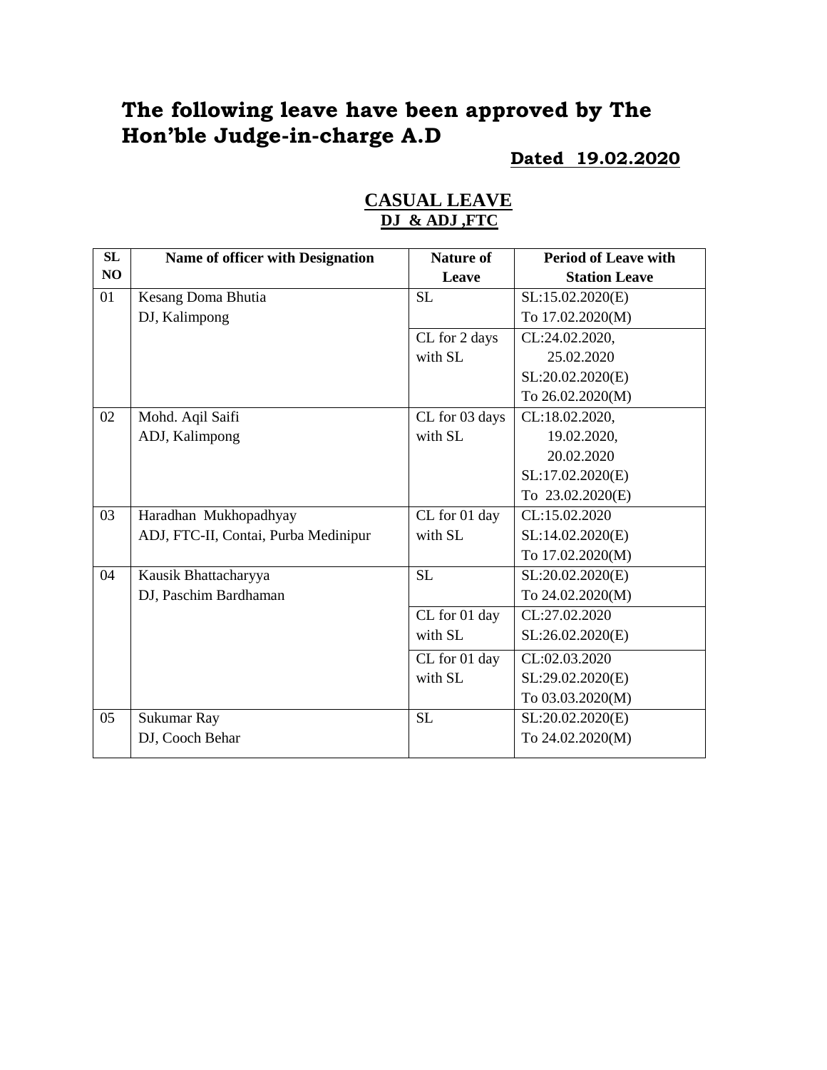# The following leave have been approved by The Hon'ble Judge-in-charge A.D

**Dated 19.02.2020**

## CASUAL LEAVE

**DJ & ADJ ,FTC**

| SL NO | Name of officer with Designation | Nature of Leave | Period of Leave with Station Leave |
|---|---|---|---|
| 01 | Kesang Doma Bhutia<br>DJ, Kalimpong | SL | SL:15.02.2020(E)<br>To 17.02.2020(M) |
| | | CL for 2 days with SL | CL:24.02.2020,<br>25.02.2020<br>SL:20.02.2020(E)<br>To 26.02.2020(M) |
| 02 | Mohd. Aqil Saifi<br>ADJ, Kalimpong | CL for 03 days with SL | CL:18.02.2020,<br>19.02.2020,<br>20.02.2020<br>SL:17.02.2020(E)<br>To 23.02.2020(E) |
| 03 | Haradhan Mukhopadhyay<br>ADJ, FTC-II, Contai, Purba Medinipur | CL for 01 day with SL | CL:15.02.2020<br>SL:14.02.2020(E)<br>To 17.02.2020(M) |
| 04 | Kausik Bhattacharyya<br>DJ, Paschim Bardhaman | SL | SL:20.02.2020(E)<br>To 24.02.2020(M) |
| | | CL for 01 day with SL | CL:27.02.2020<br>SL:26.02.2020(E) |
| | | CL for 01 day with SL | CL:02.03.2020<br>SL:29.02.2020(E)<br>To 03.03.2020(M) |
| 05 | Sukumar Ray<br>DJ, Cooch Behar | SL | SL:20.02.2020(E)<br>To 24.02.2020(M) |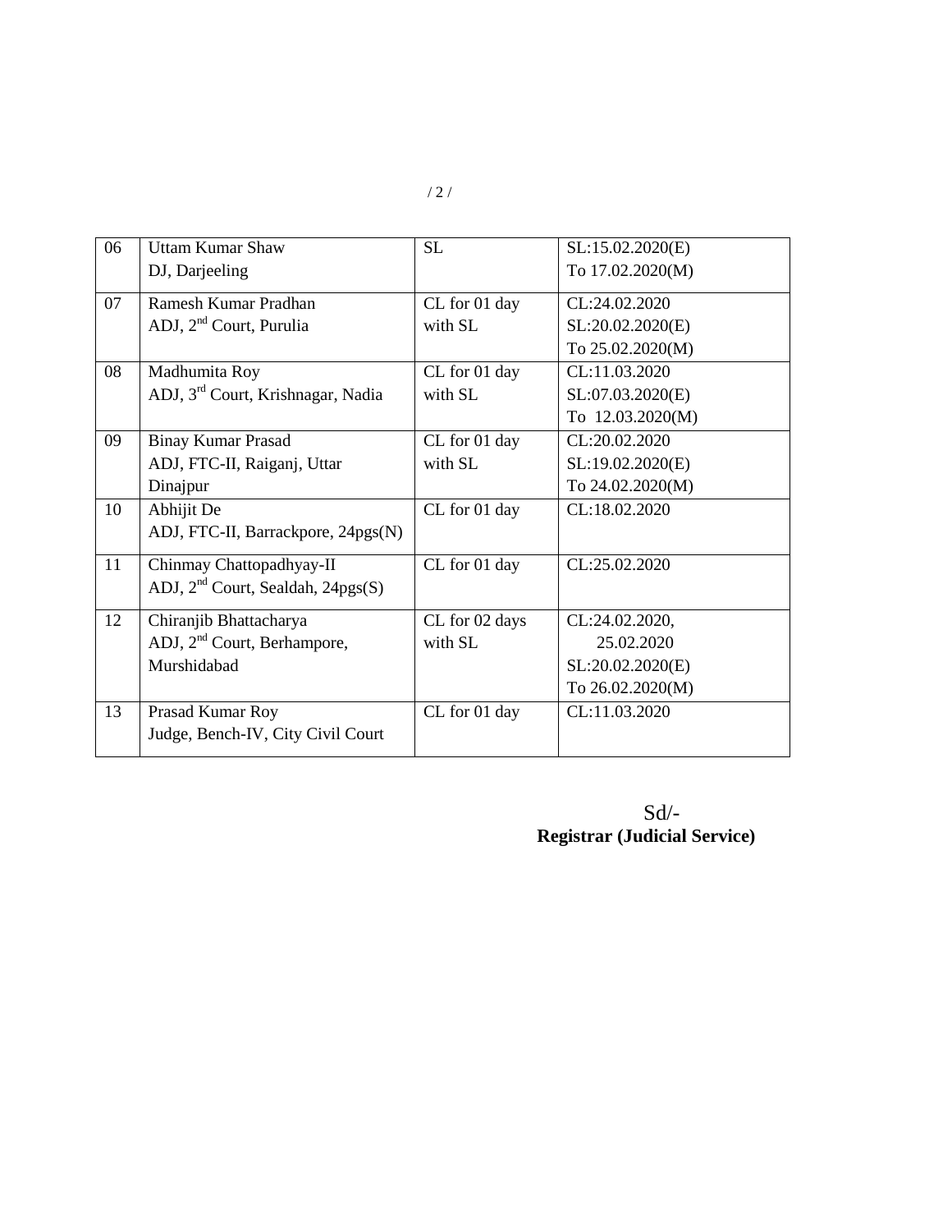| 06 | Uttam Kumar Shaw<br>DJ, Darjeeling | SL | SL:15.02.2020(E)<br>To 17.02.2020(M) |
|---|---|---|---|
| 07 | Ramesh Kumar Pradhan<br>ADJ, 2nd Court, Purulia | CL for 01 day with SL | CL:24.02.2020<br>SL:20.02.2020(E)<br>To 25.02.2020(M) |
| 08 | Madhumita Roy<br>ADJ, 3rd Court, Krishnagar, Nadia | CL for 01 day with SL | CL:11.03.2020<br>SL:07.03.2020(E)<br>To 12.03.2020(M) |
| 09 | Binay Kumar Prasad<br>ADJ, FTC-II, Raiganj, Uttar Dinajpur | CL for 01 day with SL | CL:20.02.2020<br>SL:19.02.2020(E)<br>To 24.02.2020(M) |
| 10 | Abhijit De<br>ADJ, FTC-II, Barrackpore, 24pgs(N) | CL for 01 day | CL:18.02.2020 |
| 11 | Chinmay Chattopadhyay-II<br>ADJ, 2nd Court, Sealdah, 24pgs(S) | CL for 01 day | CL:25.02.2020 |
| 12 | Chiranjib Bhattacharya<br>ADJ, 2nd Court, Berhampore, Murshidabad | CL for 02 days with SL | CL:24.02.2020,<br>25.02.2020<br>SL:20.02.2020(E)<br>To 26.02.2020(M) |
| 13 | Prasad Kumar Roy<br>Judge, Bench-IV, City Civil Court | CL for 01 day | CL:11.03.2020 |

Sd/-
**Registrar (Judicial Service)**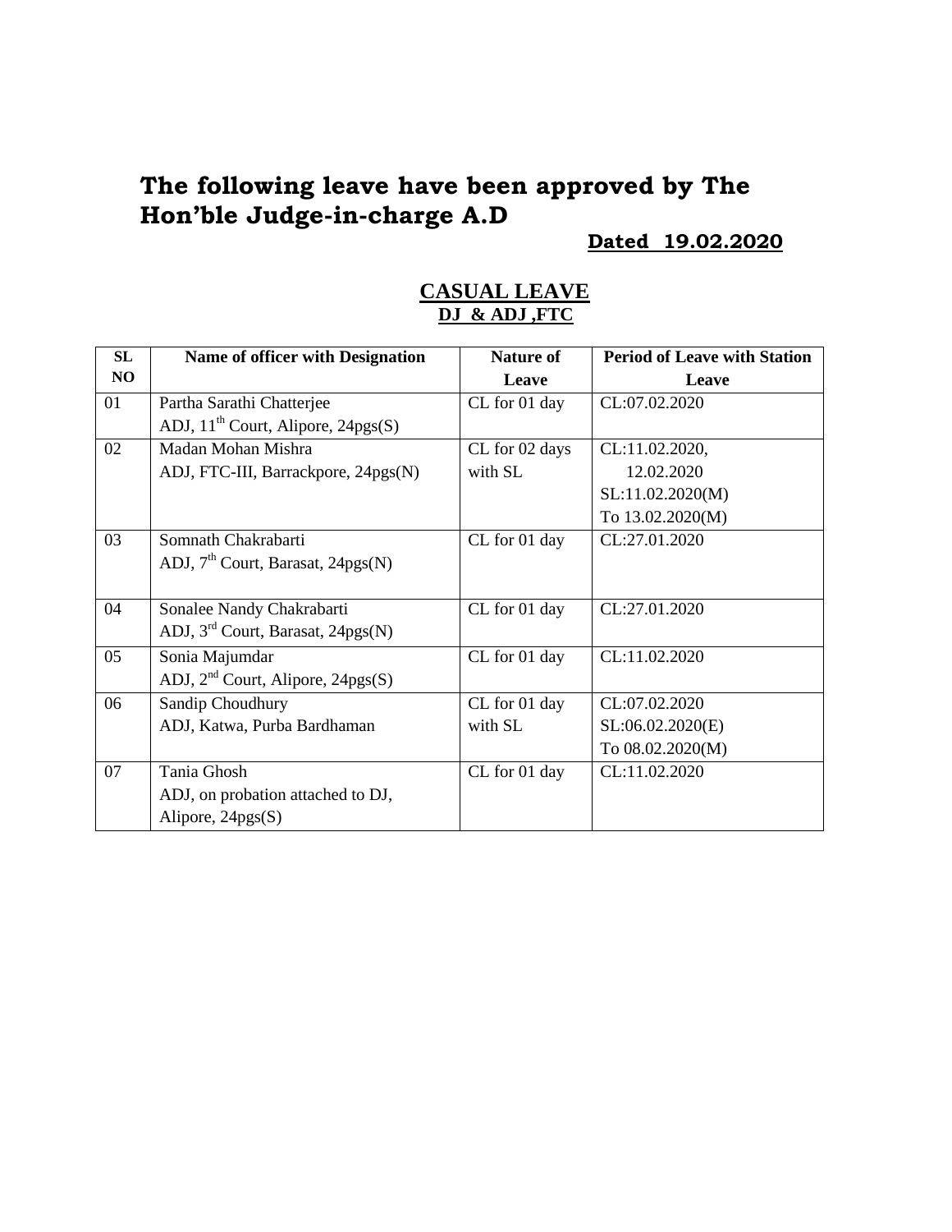# The following leave have been approved by The Hon'ble Judge-in-charge A.D

**Dated 19.02.2020**

## CASUAL LEAVE

**DJ & ADJ ,FTC**

| SL NO | Name of officer with Designation | Nature of Leave | Period of Leave with Station Leave |
|---|---|---|---|
| 01 | Partha Sarathi Chatterjee<br>ADJ, 11th Court, Alipore, 24pgs(S) | CL for 01 day | CL:07.02.2020 |
| 02 | Madan Mohan Mishra<br>ADJ, FTC-III, Barrackpore, 24pgs(N) | CL for 02 days with SL | CL:11.02.2020, 12.02.2020<br>SL:11.02.2020(M) To 13.02.2020(M) |
| 03 | Somnath Chakrabarti<br>ADJ, 7th Court, Barasat, 24pgs(N) | CL for 01 day | CL:27.01.2020 |
| 04 | Sonalee Nandy Chakrabarti<br>ADJ, 3rd Court, Barasat, 24pgs(N) | CL for 01 day | CL:27.01.2020 |
| 05 | Sonia Majumdar<br>ADJ, 2nd Court, Alipore, 24pgs(S) | CL for 01 day | CL:11.02.2020 |
| 06 | Sandip Choudhury<br>ADJ, Katwa, Purba Bardhaman | CL for 01 day with SL | CL:07.02.2020<br>SL:06.02.2020(E) To 08.02.2020(M) |
| 07 | Tania Ghosh<br>ADJ, on probation attached to DJ, Alipore, 24pgs(S) | CL for 01 day | CL:11.02.2020 |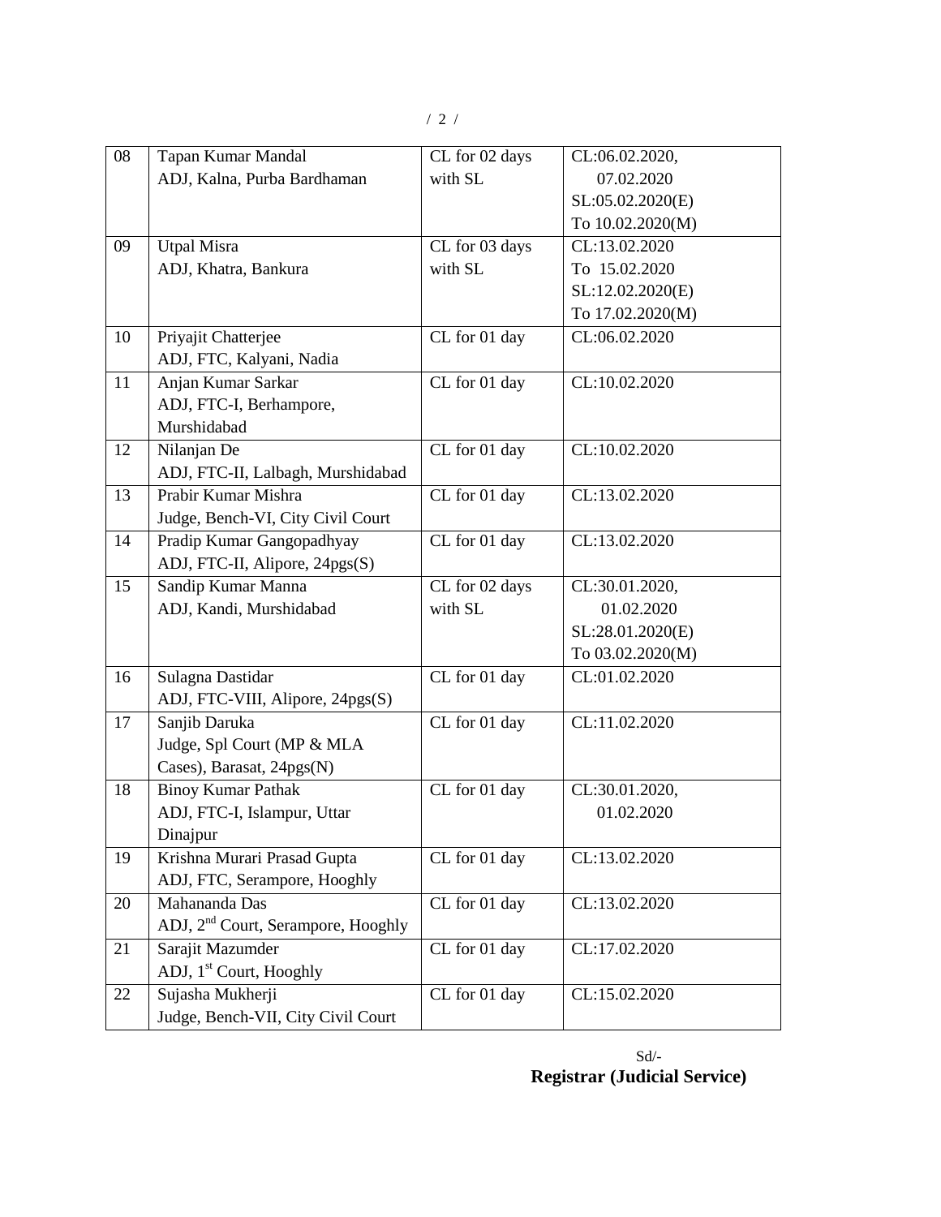| 08 | Tapan Kumar Mandal<br>ADJ, Kalna, Purba Bardhaman | CL for 02 days with SL | CL:06.02.2020, 07.02.2020<br>SL:05.02.2020(E) To 10.02.2020(M) |
|---|---|---|---|
| 09 | Utpal Misra<br>ADJ, Khatra, Bankura | CL for 03 days with SL | CL:13.02.2020 To 15.02.2020<br>SL:12.02.2020(E) To 17.02.2020(M) |
| 10 | Priyajit Chatterjee<br>ADJ, FTC, Kalyani, Nadia | CL for 01 day | CL:06.02.2020 |
| 11 | Anjan Kumar Sarkar<br>ADJ, FTC-I, Berhampore, Murshidabad | CL for 01 day | CL:10.02.2020 |
| 12 | Nilanjan De<br>ADJ, FTC-II, Lalbagh, Murshidabad | CL for 01 day | CL:10.02.2020 |
| 13 | Prabir Kumar Mishra<br>Judge, Bench-VI, City Civil Court | CL for 01 day | CL:13.02.2020 |
| 14 | Pradip Kumar Gangopadhyay<br>ADJ, FTC-II, Alipore, 24pgs(S) | CL for 01 day | CL:13.02.2020 |
| 15 | Sandip Kumar Manna<br>ADJ, Kandi, Murshidabad | CL for 02 days with SL | CL:30.01.2020, 01.02.2020<br>SL:28.01.2020(E) To 03.02.2020(M) |
| 16 | Sulagna Dastidar<br>ADJ, FTC-VIII, Alipore, 24pgs(S) | CL for 01 day | CL:01.02.2020 |
| 17 | Sanjib Daruka<br>Judge, Spl Court (MP & MLA Cases), Barasat, 24pgs(N) | CL for 01 day | CL:11.02.2020 |
| 18 | Binoy Kumar Pathak<br>ADJ, FTC-I, Islampur, Uttar Dinajpur | CL for 01 day | CL:30.01.2020, 01.02.2020 |
| 19 | Krishna Murari Prasad Gupta<br>ADJ, FTC, Serampore, Hooghly | CL for 01 day | CL:13.02.2020 |
| 20 | Mahananda Das<br>ADJ, 2nd Court, Serampore, Hooghly | CL for 01 day | CL:13.02.2020 |
| 21 | Sarajit Mazumder<br>ADJ, 1st Court, Hooghly | CL for 01 day | CL:17.02.2020 |
| 22 | Sujasha Mukherji<br>Judge, Bench-VII, City Civil Court | CL for 01 day | CL:15.02.2020 |

Sd/-
**Registrar (Judicial Service)**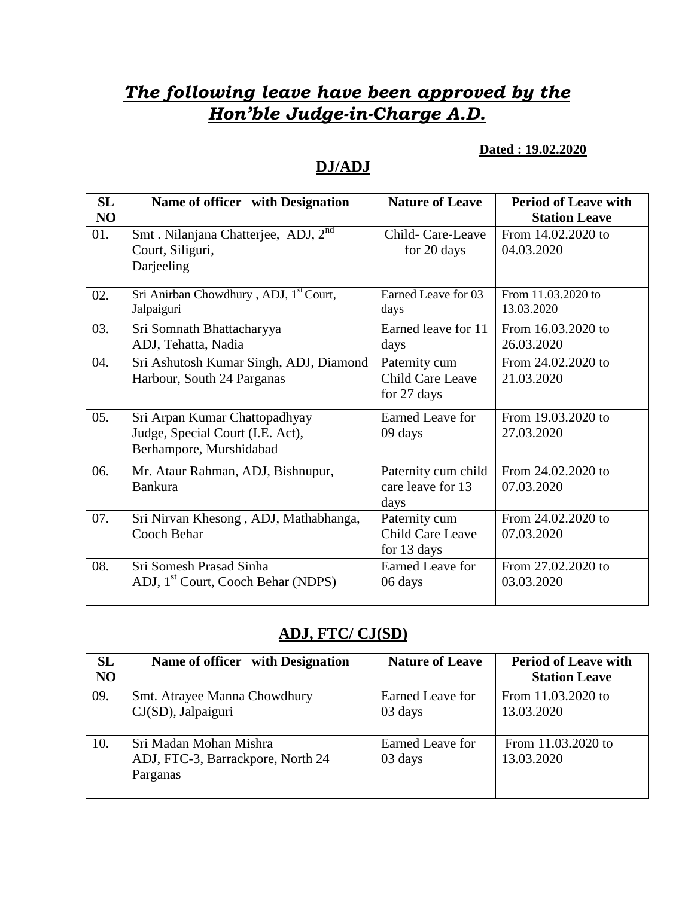# ***The following leave have been approved by the Hon'ble Judge-in-Charge A.D.***

**Dated : 19.02.2020**

## DJ/ADJ

| SL NO | Name of officer with Designation | Nature of Leave | Period of Leave with Station Leave |
|---|---|---|---|
| 01. | Smt . Nilanjana Chatterjee, ADJ, 2nd Court, Siliguri, Darjeeling | Child- Care-Leave for 20 days | From 14.02.2020 to 04.03.2020 |
| 02. | Sri Anirban Chowdhury , ADJ, 1st Court, Jalpaiguri | Earned Leave for 03 days | From 11.03.2020 to 13.03.2020 |
| 03. | Sri Somnath Bhattacharyya ADJ, Tehatta, Nadia | Earned leave for 11 days | From 16.03.2020 to 26.03.2020 |
| 04. | Sri Ashutosh Kumar Singh, ADJ, Diamond Harbour, South 24 Parganas | Paternity cum Child Care Leave for 27 days | From 24.02.2020 to 21.03.2020 |
| 05. | Sri Arpan Kumar Chattopadhyay Judge, Special Court (I.E. Act), Berhampore, Murshidabad | Earned Leave for 09 days | From 19.03.2020 to 27.03.2020 |
| 06. | Mr. Ataur Rahman, ADJ, Bishnupur, Bankura | Paternity cum child care leave for 13 days | From 24.02.2020 to 07.03.2020 |
| 07. | Sri Nirvan Khesong , ADJ, Mathabhanga, Cooch Behar | Paternity cum Child Care Leave for 13 days | From 24.02.2020 to 07.03.2020 |
| 08. | Sri Somesh Prasad Sinha ADJ, 1st Court, Cooch Behar (NDPS) | Earned Leave for 06 days | From 27.02.2020 to 03.03.2020 |

## ADJ, FTC/ CJ(SD)

| SL NO | Name of officer with Designation | Nature of Leave | Period of Leave with Station Leave |
|---|---|---|---|
| 09. | Smt. Atrayee Manna Chowdhury CJ(SD), Jalpaiguri | Earned Leave for 03 days | From 11.03.2020 to 13.03.2020 |
| 10. | Sri Madan Mohan Mishra ADJ, FTC-3, Barrackpore, North 24 Parganas | Earned Leave for 03 days | From 11.03.2020 to 13.03.2020 |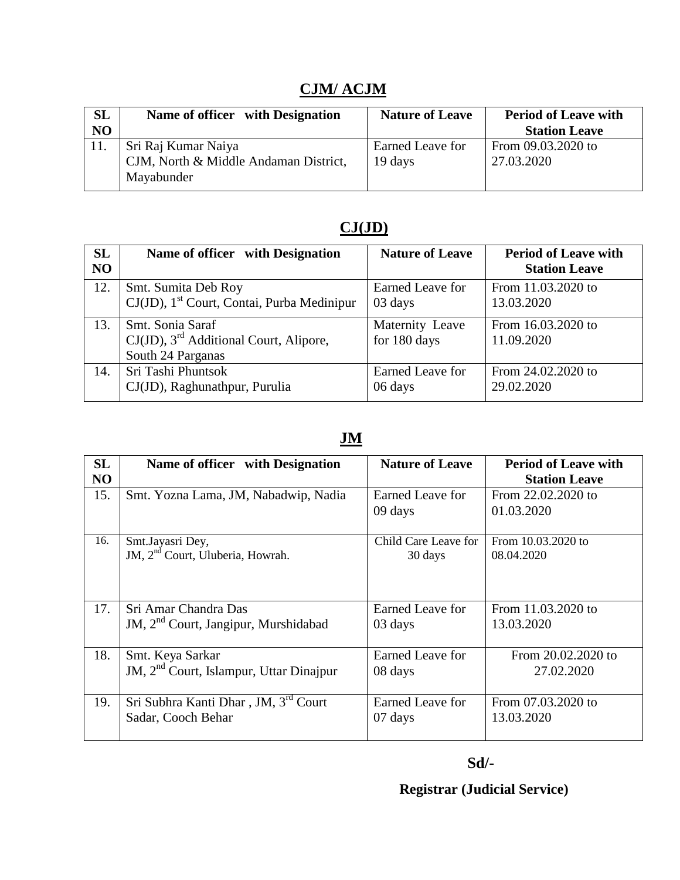## CJM/ ACJM

| SL NO | Name of officer with Designation | Nature of Leave | Period of Leave with Station Leave |
|---|---|---|---|
| 11. | Sri Raj Kumar Naiya<br>CJM, North & Middle Andaman District, Mayabunder | Earned Leave for 19 days | From 09.03.2020 to 27.03.2020 |

## CJ(JD)

| SL NO | Name of officer with Designation | Nature of Leave | Period of Leave with Station Leave |
|---|---|---|---|
| 12. | Smt. Sumita Deb Roy<br>CJ(JD), 1st Court, Contai, Purba Medinipur | Earned Leave for 03 days | From 11.03.2020 to 13.03.2020 |
| 13. | Smt. Sonia Saraf<br>CJ(JD), 3rd Additional Court, Alipore, South 24 Parganas | Maternity Leave for 180 days | From 16.03.2020 to 11.09.2020 |
| 14. | Sri Tashi Phuntsok<br>CJ(JD), Raghunathpur, Purulia | Earned Leave for 06 days | From 24.02.2020 to 29.02.2020 |

## JM

| SL NO | Name of officer with Designation | Nature of Leave | Period of Leave with Station Leave |
|---|---|---|---|
| 15. | Smt. Yozna Lama, JM, Nabadwip, Nadia | Earned Leave for 09 days | From 22.02.2020 to 01.03.2020 |
| 16. | Smt.Jayasri Dey,<br>JM, 2nd Court, Uluberia, Howrah. | Child Care Leave for 30 days | From 10.03.2020 to 08.04.2020 |
| 17. | Sri Amar Chandra Das<br>JM, 2nd Court, Jangipur, Murshidabad | Earned Leave for 03 days | From 11.03.2020 to 13.03.2020 |
| 18. | Smt. Keya Sarkar<br>JM, 2nd Court, Islampur, Uttar Dinajpur | Earned Leave for 08 days | From 20.02.2020 to 27.02.2020 |
| 19. | Sri Subhra Kanti Dhar , JM, 3rd Court Sadar, Cooch Behar | Earned Leave for 07 days | From 07.03.2020 to 13.03.2020 |

**Sd/-**

**Registrar (Judicial Service)**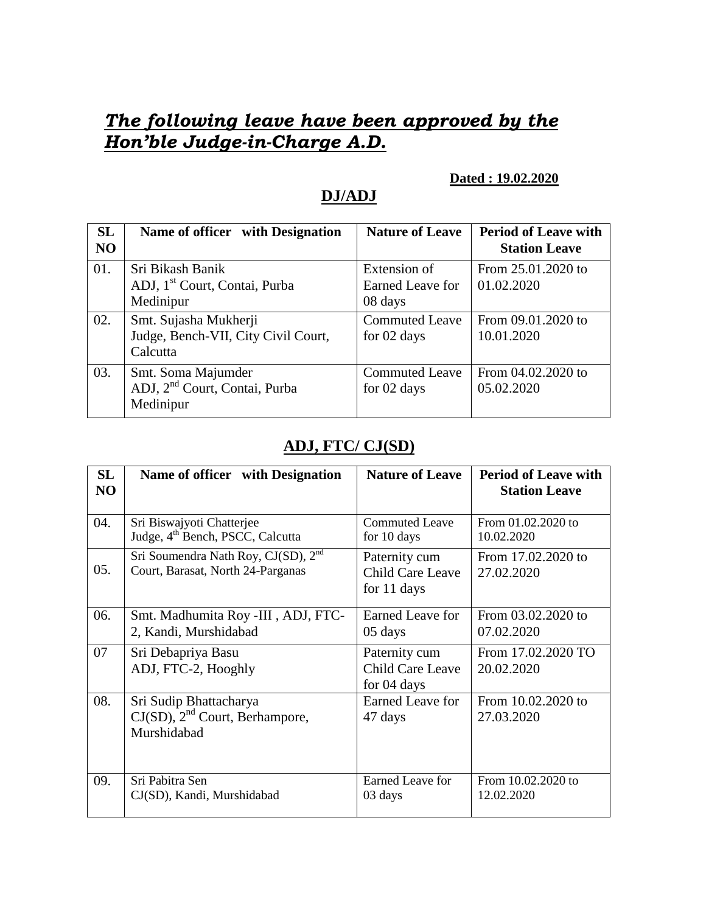## *The following leave have been approved by the Hon'ble Judge-in-Charge A.D.*

**Dated : 19.02.2020**

## DJ/ADJ

| SL NO | Name of officer with Designation | Nature of Leave | Period of Leave with Station Leave |
|---|---|---|---|
| 01. | Sri Bikash Banik<br>ADJ, 1st Court, Contai, Purba Medinipur | Extension of Earned Leave for 08 days | From 25.01.2020 to 01.02.2020 |
| 02. | Smt. Sujasha Mukherji<br>Judge, Bench-VII, City Civil Court, Calcutta | Commuted Leave for 02 days | From 09.01.2020 to 10.01.2020 |
| 03. | Smt. Soma Majumder<br>ADJ, 2nd Court, Contai, Purba Medinipur | Commuted Leave for 02 days | From 04.02.2020 to 05.02.2020 |

## ADJ, FTC/ CJ(SD)

| SL NO | Name of officer with Designation | Nature of Leave | Period of Leave with Station Leave |
|---|---|---|---|
| 04. | Sri Biswajyoti Chatterjee<br>Judge, 4th Bench, PSCC, Calcutta | Commuted Leave for 10 days | From 01.02.2020 to 10.02.2020 |
| 05. | Sri Soumendra Nath Roy, CJ(SD), 2nd Court, Barasat, North 24-Parganas | Paternity cum Child Care Leave for 11 days | From 17.02.2020 to 27.02.2020 |
| 06. | Smt. Madhumita Roy -III , ADJ, FTC-2, Kandi, Murshidabad | Earned Leave for 05 days | From 03.02.2020 to 07.02.2020 |
| 07 | Sri Debapriya Basu<br>ADJ, FTC-2, Hooghly | Paternity cum Child Care Leave for 04 days | From 17.02.2020 TO 20.02.2020 |
| 08. | Sri Sudip Bhattacharya<br>CJ(SD), 2nd Court, Berhampore, Murshidabad | Earned Leave for 47 days | From 10.02.2020 to 27.03.2020 |
| 09. | Sri Pabitra Sen<br>CJ(SD), Kandi, Murshidabad | Earned Leave for 03 days | From 10.02.2020 to 12.02.2020 |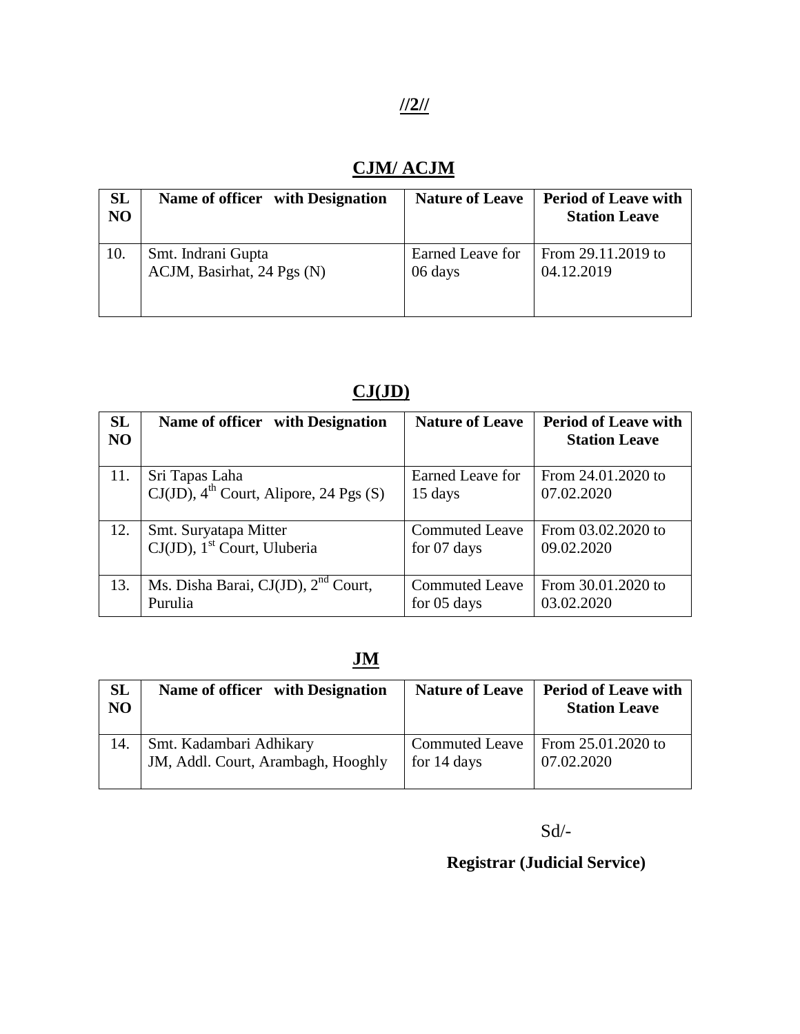## CJM/ ACJM

| SL NO | Name of officer with Designation | Nature of Leave | Period of Leave with Station Leave |
|---|---|---|---|
| 10. | Smt. Indrani Gupta<br>ACJM, Basirhat, 24 Pgs (N) | Earned Leave for 06 days | From 29.11.2019 to 04.12.2019 |

## CJ(JD)

| SL NO | Name of officer with Designation | Nature of Leave | Period of Leave with Station Leave |
|---|---|---|---|
| 11. | Sri Tapas Laha<br>CJ(JD), 4th Court, Alipore, 24 Pgs (S) | Earned Leave for 15 days | From 24.01.2020 to 07.02.2020 |
| 12. | Smt. Suryatapa Mitter<br>CJ(JD), 1st Court, Uluberia | Commuted Leave for 07 days | From 03.02.2020 to 09.02.2020 |
| 13. | Ms. Disha Barai, CJ(JD), 2nd Court, Purulia | Commuted Leave for 05 days | From 30.01.2020 to 03.02.2020 |

## JM

| SL NO | Name of officer with Designation | Nature of Leave | Period of Leave with Station Leave |
|---|---|---|---|
| 14. | Smt. Kadambari Adhikary<br>JM, Addl. Court, Arambagh, Hooghly | Commuted Leave for 14 days | From 25.01.2020 to 07.02.2020 |

Sd/-

**Registrar (Judicial Service)**